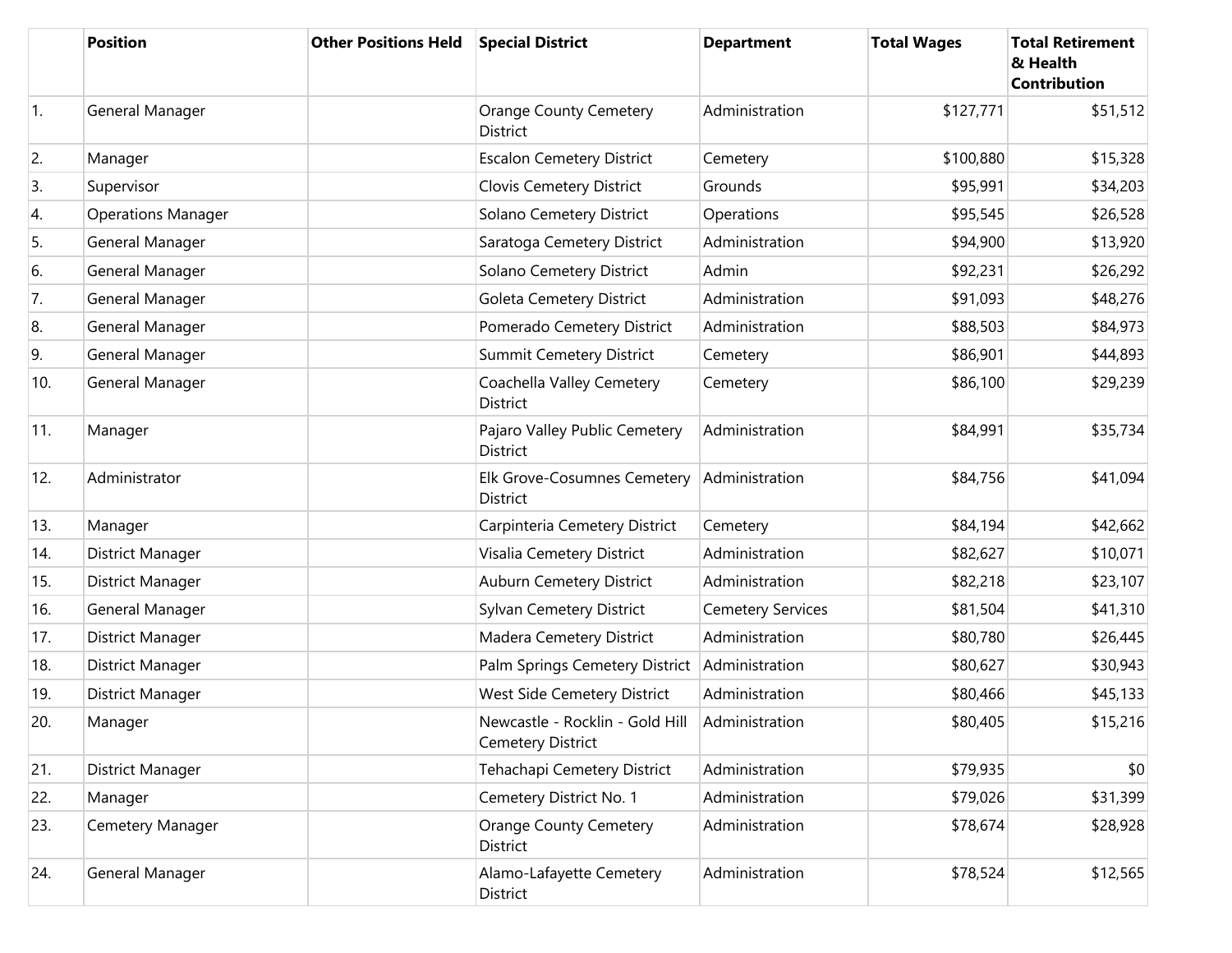| | Position | Other Positions Held | Special District | Department | Total Wages | Total Retirement & Health Contribution |
|---|---|---|---|---|---|---|
| 1. | General Manager | | Orange County Cemetery District | Administration | $127,771 | $51,512 |
| 2. | Manager | | Escalon Cemetery District | Cemetery | $100,880 | $15,328 |
| 3. | Supervisor | | Clovis Cemetery District | Grounds | $95,991 | $34,203 |
| 4. | Operations Manager | | Solano Cemetery District | Operations | $95,545 | $26,528 |
| 5. | General Manager | | Saratoga Cemetery District | Administration | $94,900 | $13,920 |
| 6. | General Manager | | Solano Cemetery District | Admin | $92,231 | $26,292 |
| 7. | General Manager | | Goleta Cemetery District | Administration | $91,093 | $48,276 |
| 8. | General Manager | | Pomerado Cemetery District | Administration | $88,503 | $84,973 |
| 9. | General Manager | | Summit Cemetery District | Cemetery | $86,901 | $44,893 |
| 10. | General Manager | | Coachella Valley Cemetery District | Cemetery | $86,100 | $29,239 |
| 11. | Manager | | Pajaro Valley Public Cemetery District | Administration | $84,991 | $35,734 |
| 12. | Administrator | | Elk Grove-Cosumnes Cemetery District | Administration | $84,756 | $41,094 |
| 13. | Manager | | Carpinteria Cemetery District | Cemetery | $84,194 | $42,662 |
| 14. | District Manager | | Visalia Cemetery District | Administration | $82,627 | $10,071 |
| 15. | District Manager | | Auburn Cemetery District | Administration | $82,218 | $23,107 |
| 16. | General Manager | | Sylvan Cemetery District | Cemetery Services | $81,504 | $41,310 |
| 17. | District Manager | | Madera Cemetery District | Administration | $80,780 | $26,445 |
| 18. | District Manager | | Palm Springs Cemetery District | Administration | $80,627 | $30,943 |
| 19. | District Manager | | West Side Cemetery District | Administration | $80,466 | $45,133 |
| 20. | Manager | | Newcastle - Rocklin - Gold Hill Cemetery District | Administration | $80,405 | $15,216 |
| 21. | District Manager | | Tehachapi Cemetery District | Administration | $79,935 | $0 |
| 22. | Manager | | Cemetery District No. 1 | Administration | $79,026 | $31,399 |
| 23. | Cemetery Manager | | Orange County Cemetery District | Administration | $78,674 | $28,928 |
| 24. | General Manager | | Alamo-Lafayette Cemetery District | Administration | $78,524 | $12,565 |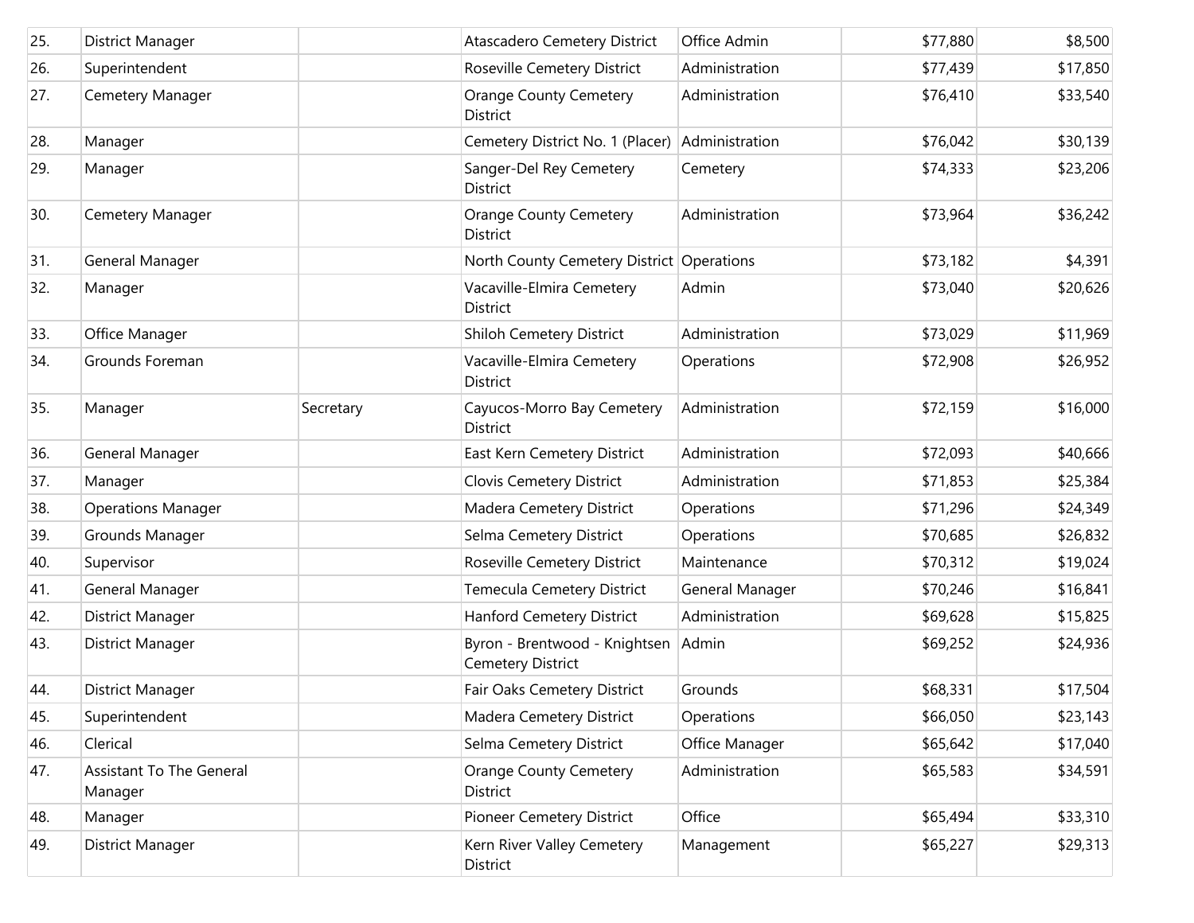| | | | | | | |
|---|---|---|---|---|---|---|
| 25. | District Manager | | Atascadero Cemetery District | Office Admin | $77,880 | $8,500 |
| 26. | Superintendent | | Roseville Cemetery District | Administration | $77,439 | $17,850 |
| 27. | Cemetery Manager | | Orange County Cemetery District | Administration | $76,410 | $33,540 |
| 28. | Manager | | Cemetery District No. 1 (Placer) | Administration | $76,042 | $30,139 |
| 29. | Manager | | Sanger-Del Rey Cemetery District | Cemetery | $74,333 | $23,206 |
| 30. | Cemetery Manager | | Orange County Cemetery District | Administration | $73,964 | $36,242 |
| 31. | General Manager | | North County Cemetery District | Operations | $73,182 | $4,391 |
| 32. | Manager | | Vacaville-Elmira Cemetery District | Admin | $73,040 | $20,626 |
| 33. | Office Manager | | Shiloh Cemetery District | Administration | $73,029 | $11,969 |
| 34. | Grounds Foreman | | Vacaville-Elmira Cemetery District | Operations | $72,908 | $26,952 |
| 35. | Manager | Secretary | Cayucos-Morro Bay Cemetery District | Administration | $72,159 | $16,000 |
| 36. | General Manager | | East Kern Cemetery District | Administration | $72,093 | $40,666 |
| 37. | Manager | | Clovis Cemetery District | Administration | $71,853 | $25,384 |
| 38. | Operations Manager | | Madera Cemetery District | Operations | $71,296 | $24,349 |
| 39. | Grounds Manager | | Selma Cemetery District | Operations | $70,685 | $26,832 |
| 40. | Supervisor | | Roseville Cemetery District | Maintenance | $70,312 | $19,024 |
| 41. | General Manager | | Temecula Cemetery District | General Manager | $70,246 | $16,841 |
| 42. | District Manager | | Hanford Cemetery District | Administration | $69,628 | $15,825 |
| 43. | District Manager | | Byron - Brentwood - Knightsen Cemetery District | Admin | $69,252 | $24,936 |
| 44. | District Manager | | Fair Oaks Cemetery District | Grounds | $68,331 | $17,504 |
| 45. | Superintendent | | Madera Cemetery District | Operations | $66,050 | $23,143 |
| 46. | Clerical | | Selma Cemetery District | Office Manager | $65,642 | $17,040 |
| 47. | Assistant To The General Manager | | Orange County Cemetery District | Administration | $65,583 | $34,591 |
| 48. | Manager | | Pioneer Cemetery District | Office | $65,494 | $33,310 |
| 49. | District Manager | | Kern River Valley Cemetery District | Management | $65,227 | $29,313 |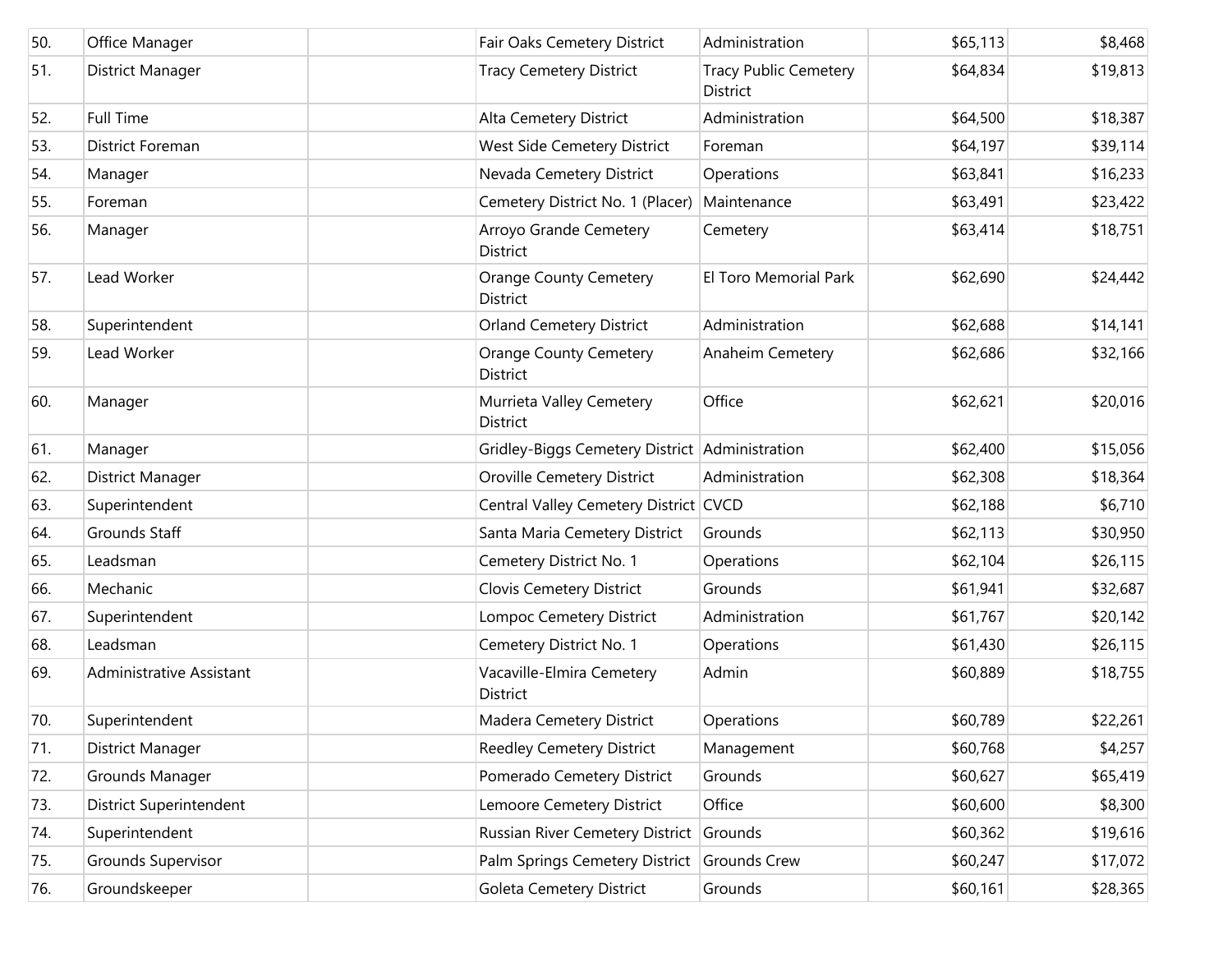| | | | | | | |
|---|---|---|---|---|---|---|
| 50. | Office Manager | | Fair Oaks Cemetery District | Administration | $65,113 | $8,468 |
| 51. | District Manager | | Tracy Cemetery District | Tracy Public Cemetery District | $64,834 | $19,813 |
| 52. | Full Time | | Alta Cemetery District | Administration | $64,500 | $18,387 |
| 53. | District Foreman | | West Side Cemetery District | Foreman | $64,197 | $39,114 |
| 54. | Manager | | Nevada Cemetery District | Operations | $63,841 | $16,233 |
| 55. | Foreman | | Cemetery District No. 1 (Placer) | Maintenance | $63,491 | $23,422 |
| 56. | Manager | | Arroyo Grande Cemetery District | Cemetery | $63,414 | $18,751 |
| 57. | Lead Worker | | Orange County Cemetery District | El Toro Memorial Park | $62,690 | $24,442 |
| 58. | Superintendent | | Orland Cemetery District | Administration | $62,688 | $14,141 |
| 59. | Lead Worker | | Orange County Cemetery District | Anaheim Cemetery | $62,686 | $32,166 |
| 60. | Manager | | Murrieta Valley Cemetery District | Office | $62,621 | $20,016 |
| 61. | Manager | | Gridley-Biggs Cemetery District | Administration | $62,400 | $15,056 |
| 62. | District Manager | | Oroville Cemetery District | Administration | $62,308 | $18,364 |
| 63. | Superintendent | | Central Valley Cemetery District | CVCD | $62,188 | $6,710 |
| 64. | Grounds Staff | | Santa Maria Cemetery District | Grounds | $62,113 | $30,950 |
| 65. | Leadsman | | Cemetery District No. 1 | Operations | $62,104 | $26,115 |
| 66. | Mechanic | | Clovis Cemetery District | Grounds | $61,941 | $32,687 |
| 67. | Superintendent | | Lompoc Cemetery District | Administration | $61,767 | $20,142 |
| 68. | Leadsman | | Cemetery District No. 1 | Operations | $61,430 | $26,115 |
| 69. | Administrative Assistant | | Vacaville-Elmira Cemetery District | Admin | $60,889 | $18,755 |
| 70. | Superintendent | | Madera Cemetery District | Operations | $60,789 | $22,261 |
| 71. | District Manager | | Reedley Cemetery District | Management | $60,768 | $4,257 |
| 72. | Grounds Manager | | Pomerado Cemetery District | Grounds | $60,627 | $65,419 |
| 73. | District Superintendent | | Lemoore Cemetery District | Office | $60,600 | $8,300 |
| 74. | Superintendent | | Russian River Cemetery District | Grounds | $60,362 | $19,616 |
| 75. | Grounds Supervisor | | Palm Springs Cemetery District | Grounds Crew | $60,247 | $17,072 |
| 76. | Groundskeeper | | Goleta Cemetery District | Grounds | $60,161 | $28,365 |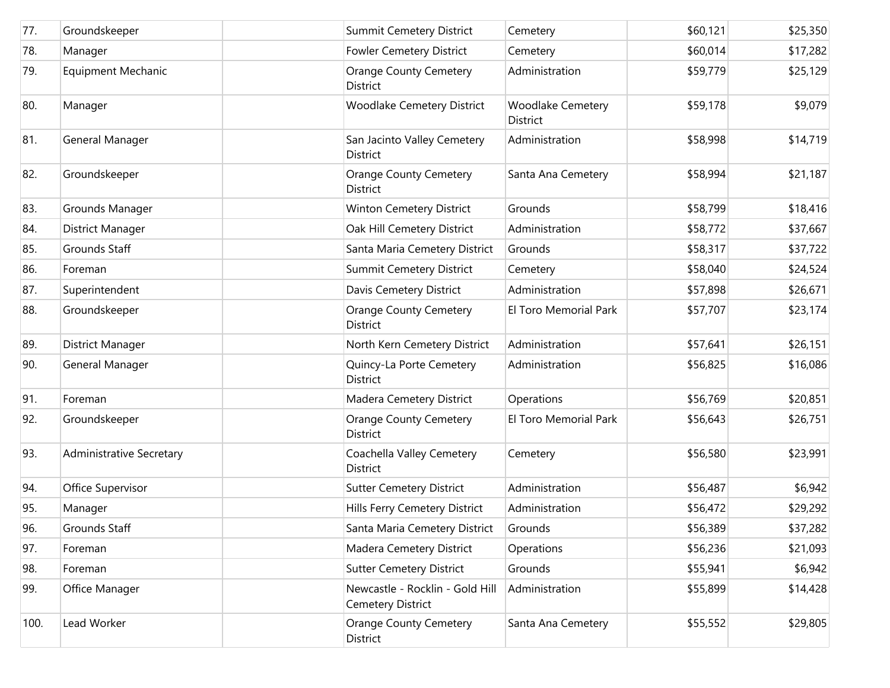| | | | | | | |
|---|---|---|---|---|---|---|
| 77. | Groundskeeper | | Summit Cemetery District | Cemetery | $60,121 | $25,350 |
| 78. | Manager | | Fowler Cemetery District | Cemetery | $60,014 | $17,282 |
| 79. | Equipment Mechanic | | Orange County Cemetery District | Administration | $59,779 | $25,129 |
| 80. | Manager | | Woodlake Cemetery District | Woodlake Cemetery District | $59,178 | $9,079 |
| 81. | General Manager | | San Jacinto Valley Cemetery District | Administration | $58,998 | $14,719 |
| 82. | Groundskeeper | | Orange County Cemetery District | Santa Ana Cemetery | $58,994 | $21,187 |
| 83. | Grounds Manager | | Winton Cemetery District | Grounds | $58,799 | $18,416 |
| 84. | District Manager | | Oak Hill Cemetery District | Administration | $58,772 | $37,667 |
| 85. | Grounds Staff | | Santa Maria Cemetery District | Grounds | $58,317 | $37,722 |
| 86. | Foreman | | Summit Cemetery District | Cemetery | $58,040 | $24,524 |
| 87. | Superintendent | | Davis Cemetery District | Administration | $57,898 | $26,671 |
| 88. | Groundskeeper | | Orange County Cemetery District | El Toro Memorial Park | $57,707 | $23,174 |
| 89. | District Manager | | North Kern Cemetery District | Administration | $57,641 | $26,151 |
| 90. | General Manager | | Quincy-La Porte Cemetery District | Administration | $56,825 | $16,086 |
| 91. | Foreman | | Madera Cemetery District | Operations | $56,769 | $20,851 |
| 92. | Groundskeeper | | Orange County Cemetery District | El Toro Memorial Park | $56,643 | $26,751 |
| 93. | Administrative Secretary | | Coachella Valley Cemetery District | Cemetery | $56,580 | $23,991 |
| 94. | Office Supervisor | | Sutter Cemetery District | Administration | $56,487 | $6,942 |
| 95. | Manager | | Hills Ferry Cemetery District | Administration | $56,472 | $29,292 |
| 96. | Grounds Staff | | Santa Maria Cemetery District | Grounds | $56,389 | $37,282 |
| 97. | Foreman | | Madera Cemetery District | Operations | $56,236 | $21,093 |
| 98. | Foreman | | Sutter Cemetery District | Grounds | $55,941 | $6,942 |
| 99. | Office Manager | | Newcastle - Rocklin - Gold Hill Cemetery District | Administration | $55,899 | $14,428 |
| 100. | Lead Worker | | Orange County Cemetery District | Santa Ana Cemetery | $55,552 | $29,805 |